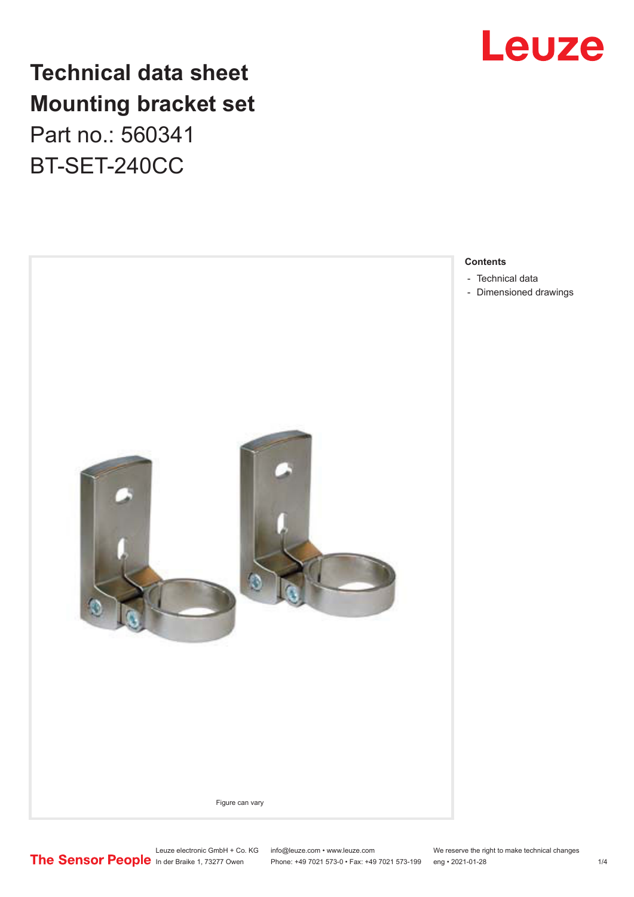# Technical data sheet
# Mounting bracket set

Part no.: 560341

BT-SET-240CC

Figure can vary

**Contents**

- Technical data
- Dimensioned drawings

Leuze electronic GmbH + Co. KG
In der Braike 1, 73277 Owen

info@leuze.com • www.leuze.com
Phone: +49 7021 573-0 • Fax: +49 7021 573-199

We reserve the right to make technical changes
eng • 2021-01-28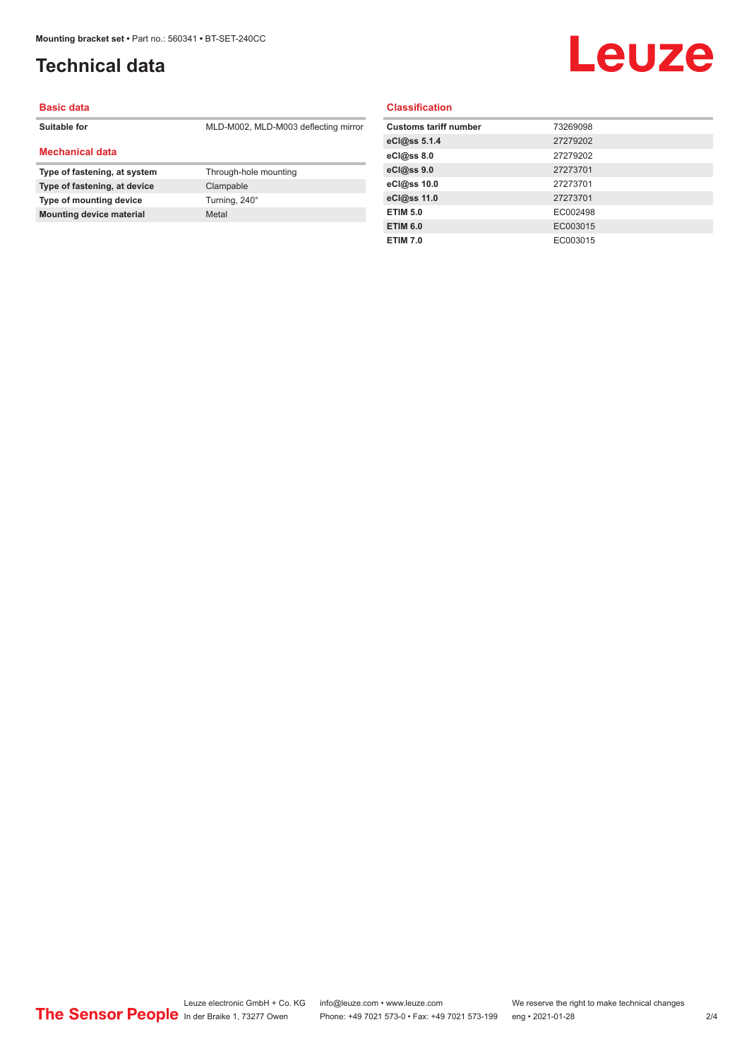# Technical data

## Basic data

| | |
|---|---|
| **Suitable for** | MLD-M002, MLD-M003 deflecting mirror |

## Mechanical data

| | |
|---|---|
| **Type of fastening, at system** | Through-hole mounting |
| **Type of fastening, at device** | Clampable |
| **Type of mounting device** | Turning, 240° |
| **Mounting device material** | Metal |

## Classification

| | |
|---|---|
| **Customs tariff number** | 73269098 |
| **eCl@ss 5.1.4** | 27279202 |
| **eCl@ss 8.0** | 27279202 |
| **eCl@ss 9.0** | 27273701 |
| **eCl@ss 10.0** | 27273701 |
| **eCl@ss 11.0** | 27273701 |
| **ETIM 5.0** | EC002498 |
| **ETIM 6.0** | EC003015 |
| **ETIM 7.0** | EC003015 |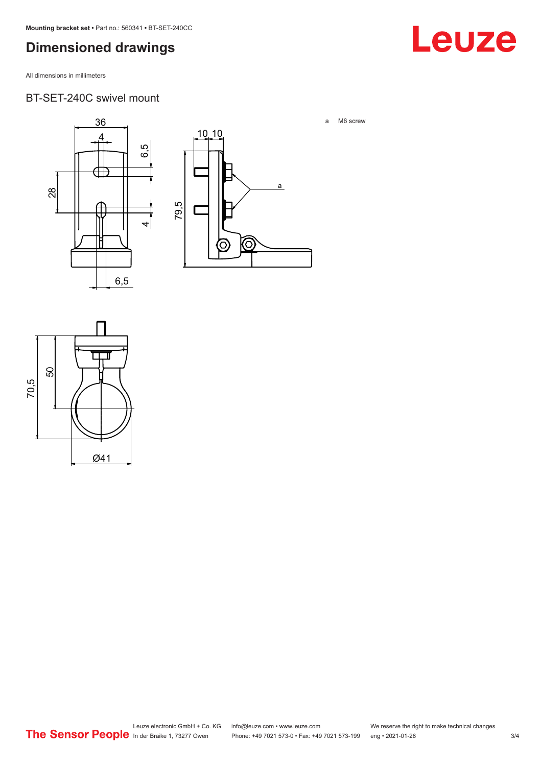# Dimensioned drawings

All dimensions in millimeters

## BT-SET-240C swivel mount

a M6 screw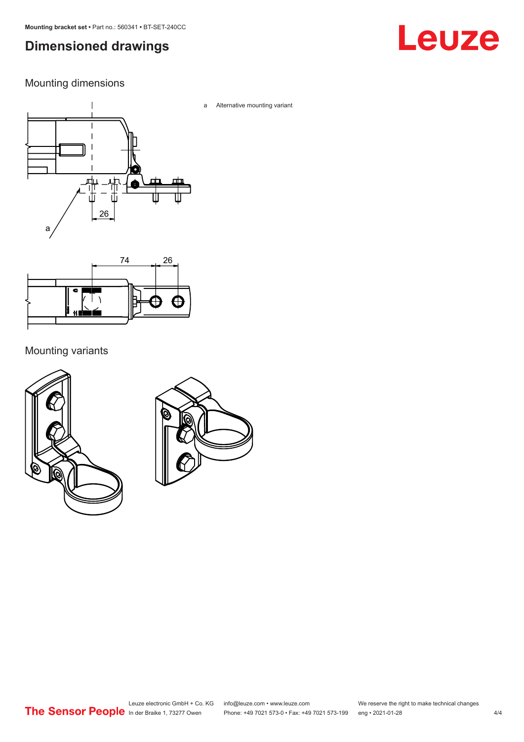# Dimensioned drawings

## Mounting dimensions

a Alternative mounting variant

26

a

74

26

## Mounting variants